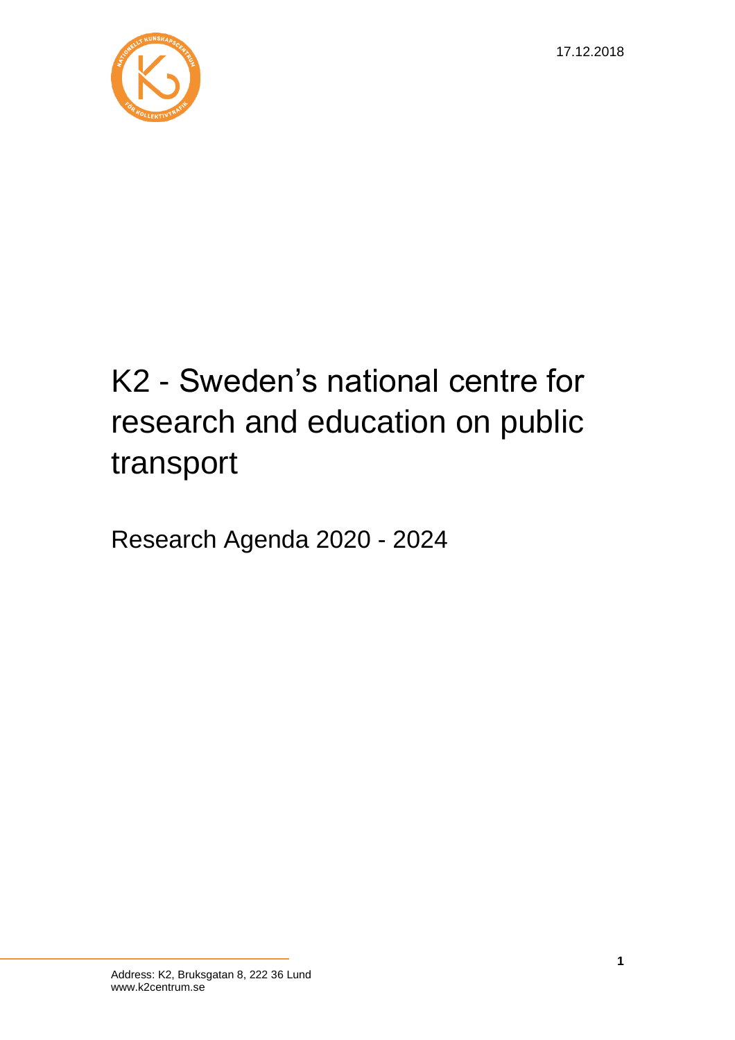17.12.2018

# K2 - Sweden's national centre for research and education on public transport

Research Agenda 2020 - 2024

Address: K2, Bruksgatan 8, 222 36 Lund
www.k2centrum.se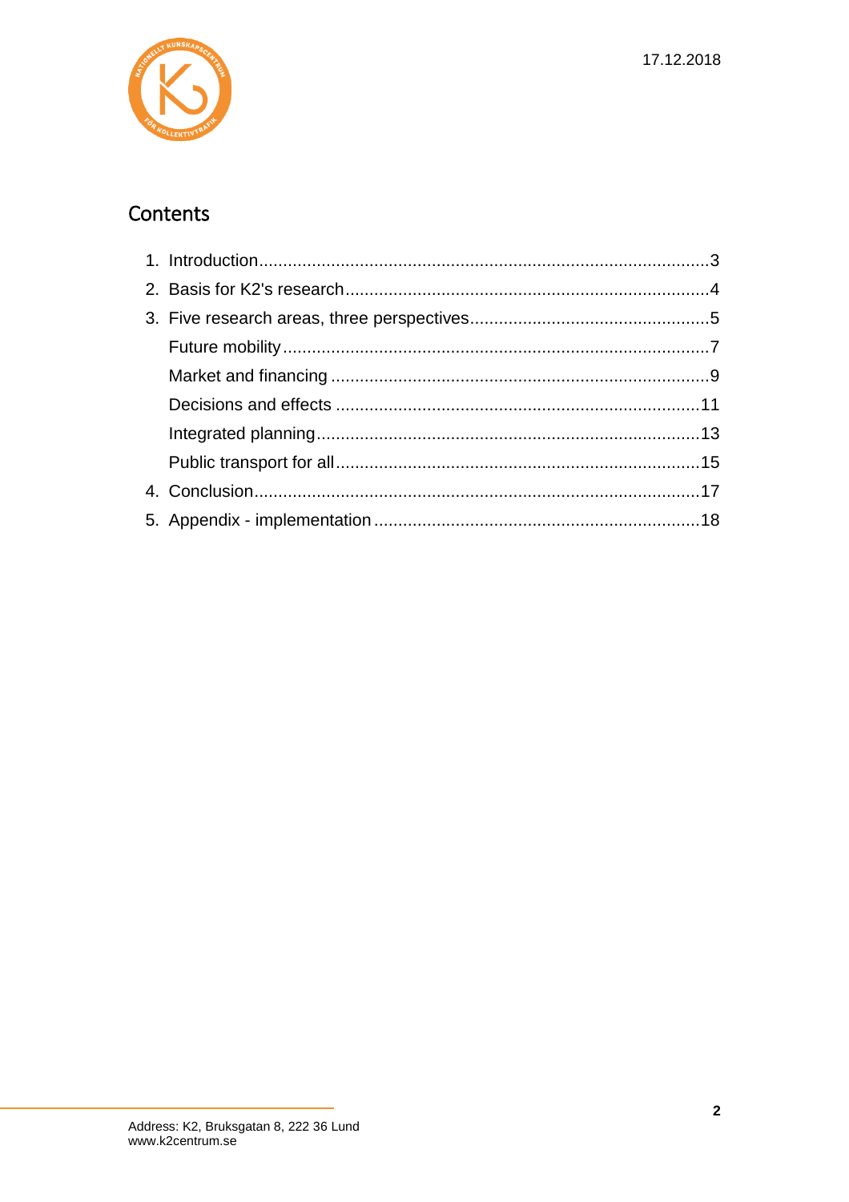## Contents

1. Introduction....................................................................................................3
2. Basis for K2's research..................................................................................4
3. Five research areas, three perspectives........................................................5
   - Future mobility..............................................................................................7
   - Market and financing ....................................................................................9
   - Decisions and effects ..................................................................................11
   - Integrated planning......................................................................................13
   - Public transport for all..................................................................................15
4. Conclusion...................................................................................................17
5. Appendix - implementation ..........................................................................18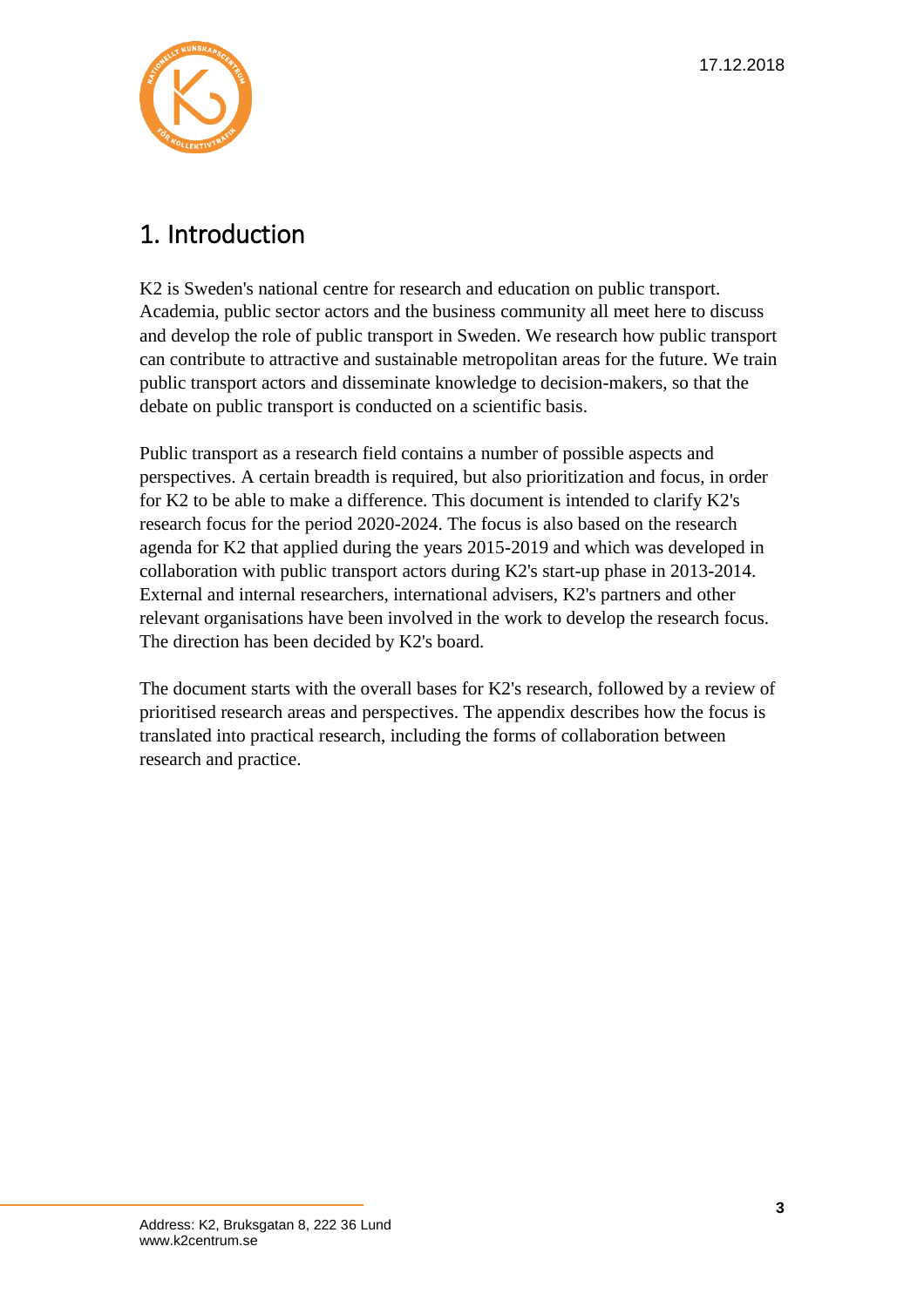# 1. Introduction

K2 is Sweden's national centre for research and education on public transport. Academia, public sector actors and the business community all meet here to discuss and develop the role of public transport in Sweden. We research how public transport can contribute to attractive and sustainable metropolitan areas for the future. We train public transport actors and disseminate knowledge to decision-makers, so that the debate on public transport is conducted on a scientific basis.

Public transport as a research field contains a number of possible aspects and perspectives. A certain breadth is required, but also prioritization and focus, in order for K2 to be able to make a difference. This document is intended to clarify K2's research focus for the period 2020-2024. The focus is also based on the research agenda for K2 that applied during the years 2015-2019 and which was developed in collaboration with public transport actors during K2's start-up phase in 2013-2014. External and internal researchers, international advisers, K2's partners and other relevant organisations have been involved in the work to develop the research focus. The direction has been decided by K2's board.

The document starts with the overall bases for K2's research, followed by a review of prioritised research areas and perspectives. The appendix describes how the focus is translated into practical research, including the forms of collaboration between research and practice.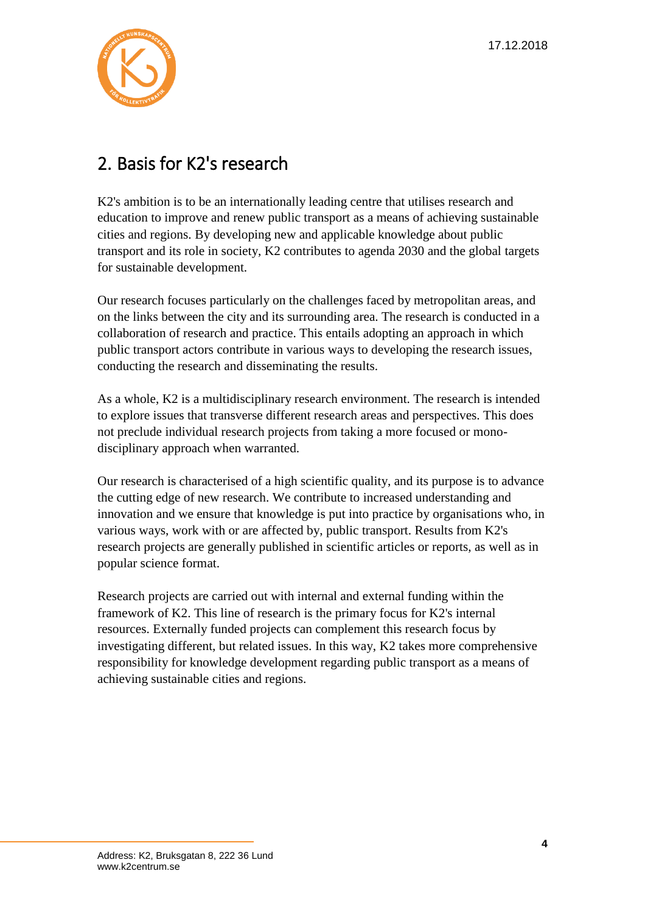## 2. Basis for K2's research

K2's ambition is to be an internationally leading centre that utilises research and education to improve and renew public transport as a means of achieving sustainable cities and regions. By developing new and applicable knowledge about public transport and its role in society, K2 contributes to agenda 2030 and the global targets for sustainable development.

Our research focuses particularly on the challenges faced by metropolitan areas, and on the links between the city and its surrounding area. The research is conducted in a collaboration of research and practice. This entails adopting an approach in which public transport actors contribute in various ways to developing the research issues, conducting the research and disseminating the results.

As a whole, K2 is a multidisciplinary research environment. The research is intended to explore issues that transverse different research areas and perspectives. This does not preclude individual research projects from taking a more focused or mono-disciplinary approach when warranted.

Our research is characterised of a high scientific quality, and its purpose is to advance the cutting edge of new research. We contribute to increased understanding and innovation and we ensure that knowledge is put into practice by organisations who, in various ways, work with or are affected by, public transport. Results from K2's research projects are generally published in scientific articles or reports, as well as in popular science format.

Research projects are carried out with internal and external funding within the framework of K2. This line of research is the primary focus for K2's internal resources. Externally funded projects can complement this research focus by investigating different, but related issues. In this way, K2 takes more comprehensive responsibility for knowledge development regarding public transport as a means of achieving sustainable cities and regions.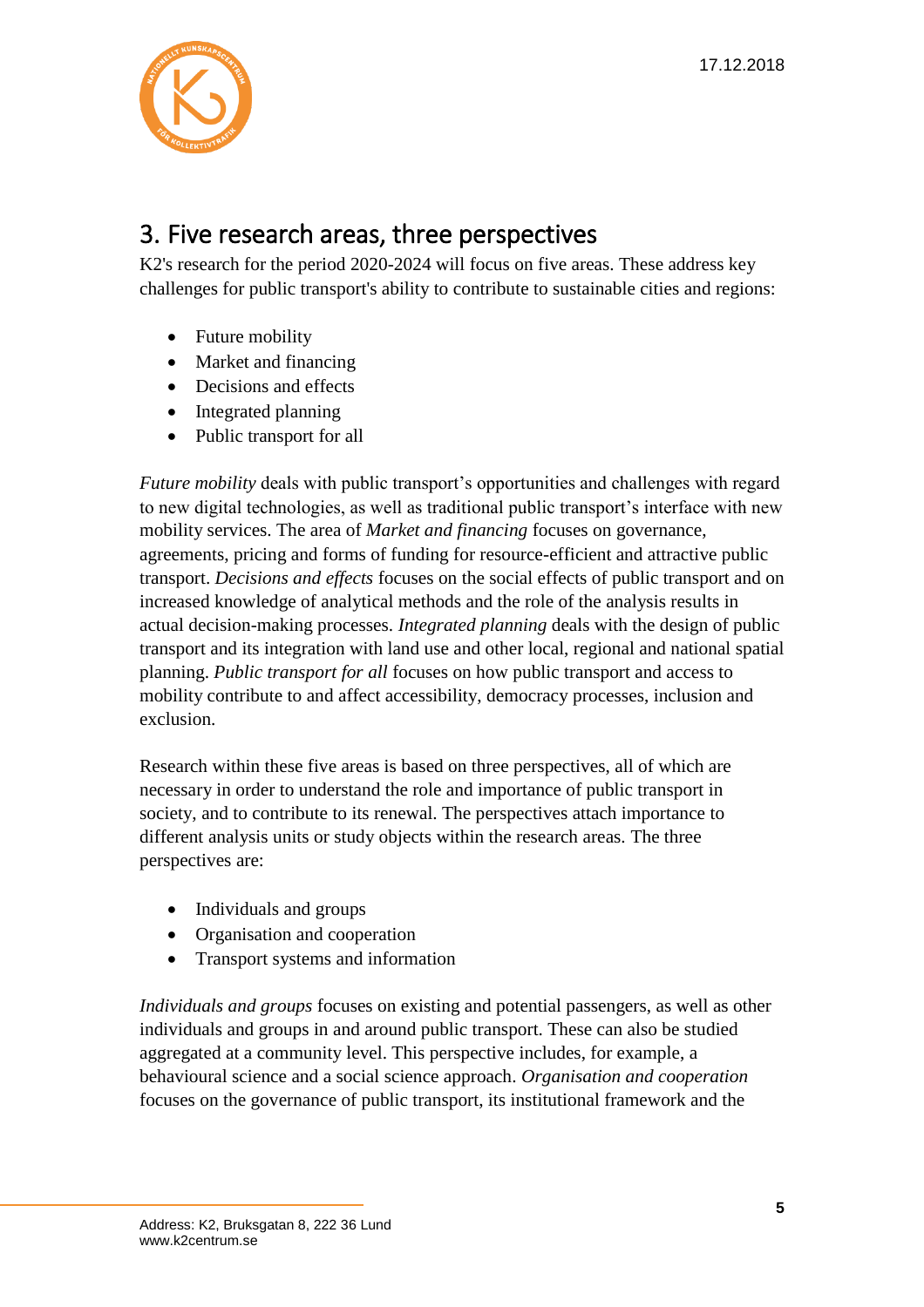## 3. Five research areas, three perspectives

K2's research for the period 2020-2024 will focus on five areas. These address key challenges for public transport's ability to contribute to sustainable cities and regions:

- Future mobility
- Market and financing
- Decisions and effects
- Integrated planning
- Public transport for all

*Future mobility* deals with public transport's opportunities and challenges with regard to new digital technologies, as well as traditional public transport's interface with new mobility services. The area of *Market and financing* focuses on governance, agreements, pricing and forms of funding for resource-efficient and attractive public transport. *Decisions and effects* focuses on the social effects of public transport and on increased knowledge of analytical methods and the role of the analysis results in actual decision-making processes. *Integrated planning* deals with the design of public transport and its integration with land use and other local, regional and national spatial planning. *Public transport for all* focuses on how public transport and access to mobility contribute to and affect accessibility, democracy processes, inclusion and exclusion.

Research within these five areas is based on three perspectives, all of which are necessary in order to understand the role and importance of public transport in society, and to contribute to its renewal. The perspectives attach importance to different analysis units or study objects within the research areas. The three perspectives are:

- Individuals and groups
- Organisation and cooperation
- Transport systems and information

*Individuals and groups* focuses on existing and potential passengers, as well as other individuals and groups in and around public transport. These can also be studied aggregated at a community level. This perspective includes, for example, a behavioural science and a social science approach. *Organisation and cooperation* focuses on the governance of public transport, its institutional framework and the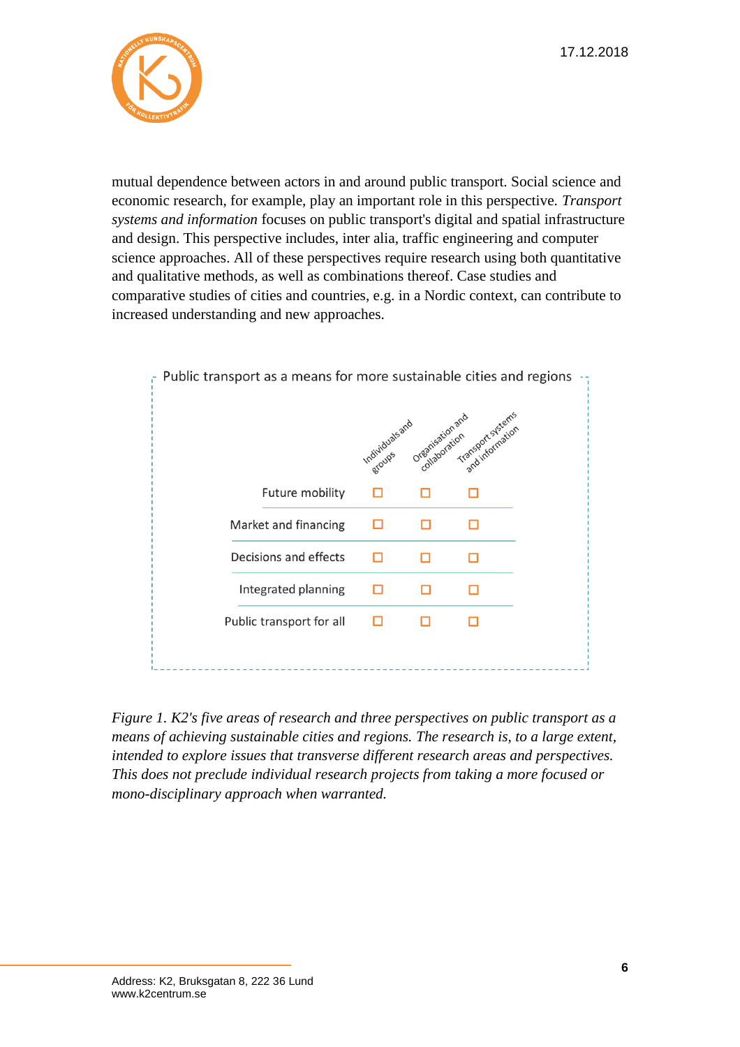mutual dependence between actors in and around public transport. Social science and economic research, for example, play an important role in this perspective. *Transport systems and information* focuses on public transport's digital and spatial infrastructure and design. This perspective includes, inter alia, traffic engineering and computer science approaches. All of these perspectives require research using both quantitative and qualitative methods, as well as combinations thereof. Case studies and comparative studies of cities and countries, e.g. in a Nordic context, can contribute to increased understanding and new approaches.

Public transport as a means for more sustainable cities and regions

| | Individuals and groups | Organisation and collaboration | Transport systems and information |
|---|---|---|---|
| Future mobility | ☐ | ☐ | ☐ |
| Market and financing | ☐ | ☐ | ☐ |
| Decisions and effects | ☐ | ☐ | ☐ |
| Integrated planning | ☐ | ☐ | ☐ |
| Public transport for all | ☐ | ☐ | ☐ |

*Figure 1. K2's five areas of research and three perspectives on public transport as a means of achieving sustainable cities and regions. The research is, to a large extent, intended to explore issues that transverse different research areas and perspectives. This does not preclude individual research projects from taking a more focused or mono-disciplinary approach when warranted.*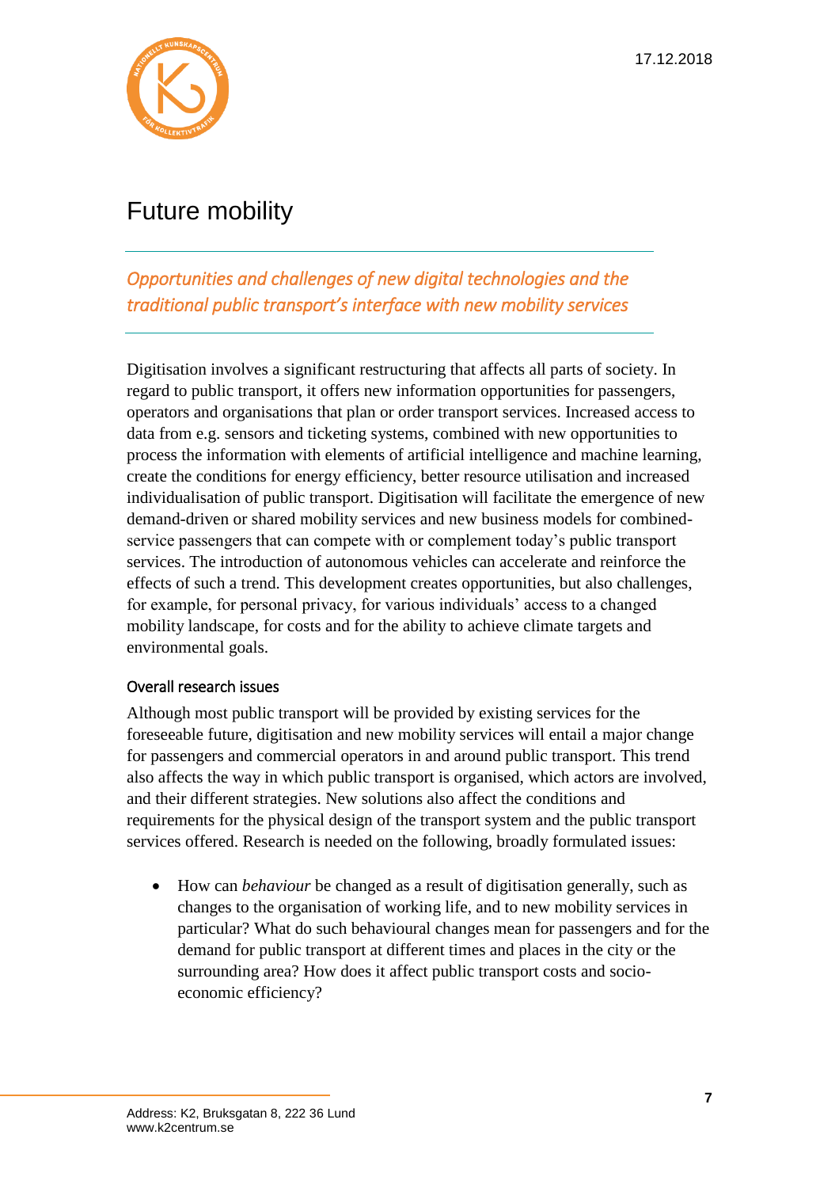# Future mobility

*Opportunities and challenges of new digital technologies and the traditional public transport's interface with new mobility services*

Digitisation involves a significant restructuring that affects all parts of society. In regard to public transport, it offers new information opportunities for passengers, operators and organisations that plan or order transport services. Increased access to data from e.g. sensors and ticketing systems, combined with new opportunities to process the information with elements of artificial intelligence and machine learning, create the conditions for energy efficiency, better resource utilisation and increased individualisation of public transport. Digitisation will facilitate the emergence of new demand-driven or shared mobility services and new business models for combined-service passengers that can compete with or complement today's public transport services. The introduction of autonomous vehicles can accelerate and reinforce the effects of such a trend. This development creates opportunities, but also challenges, for example, for personal privacy, for various individuals' access to a changed mobility landscape, for costs and for the ability to achieve climate targets and environmental goals.

## Overall research issues

Although most public transport will be provided by existing services for the foreseeable future, digitisation and new mobility services will entail a major change for passengers and commercial operators in and around public transport. This trend also affects the way in which public transport is organised, which actors are involved, and their different strategies. New solutions also affect the conditions and requirements for the physical design of the transport system and the public transport services offered. Research is needed on the following, broadly formulated issues:

- How can *behaviour* be changed as a result of digitisation generally, such as changes to the organisation of working life, and to new mobility services in particular? What do such behavioural changes mean for passengers and for the demand for public transport at different times and places in the city or the surrounding area? How does it affect public transport costs and socio-economic efficiency?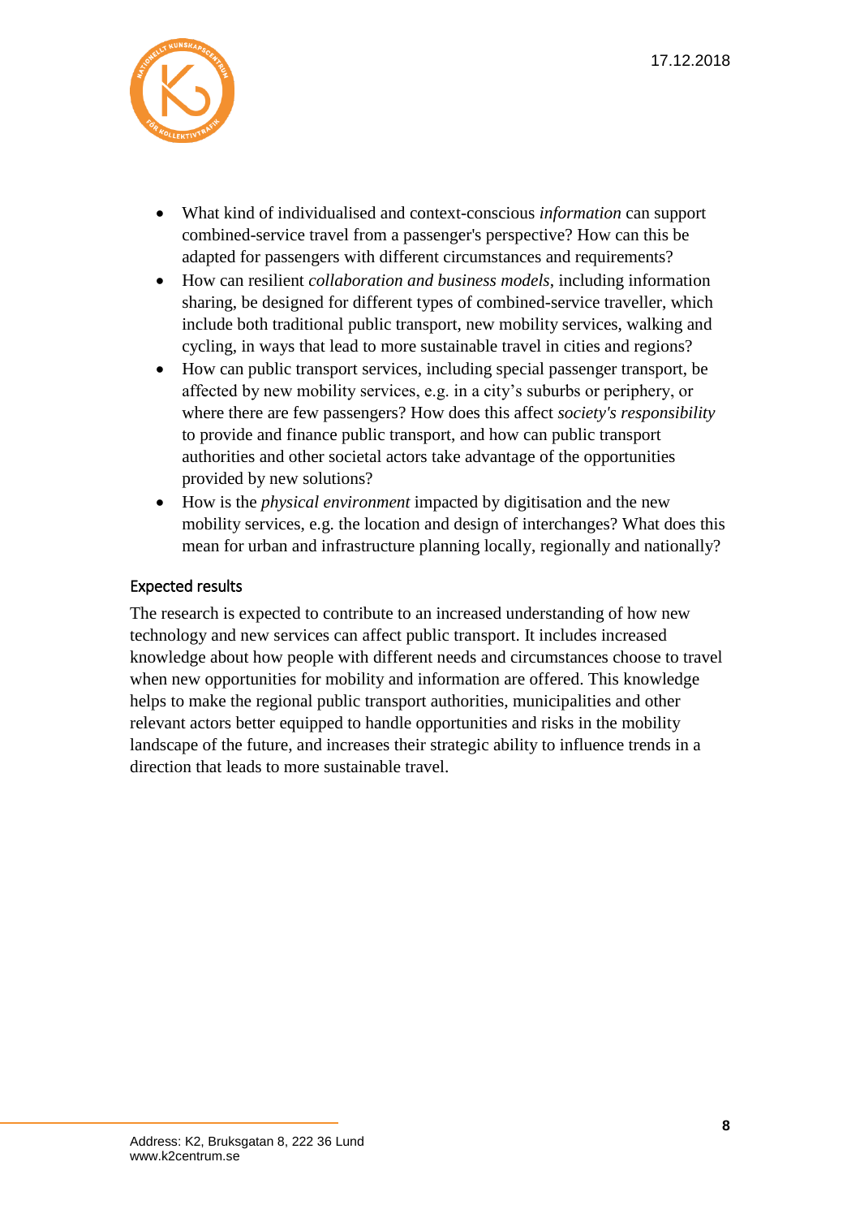- What kind of individualised and context-conscious *information* can support combined-service travel from a passenger's perspective? How can this be adapted for passengers with different circumstances and requirements?
- How can resilient *collaboration and business models*, including information sharing, be designed for different types of combined-service traveller, which include both traditional public transport, new mobility services, walking and cycling, in ways that lead to more sustainable travel in cities and regions?
- How can public transport services, including special passenger transport, be affected by new mobility services, e.g. in a city's suburbs or periphery, or where there are few passengers? How does this affect *society's responsibility* to provide and finance public transport, and how can public transport authorities and other societal actors take advantage of the opportunities provided by new solutions?
- How is the *physical environment* impacted by digitisation and the new mobility services, e.g. the location and design of interchanges? What does this mean for urban and infrastructure planning locally, regionally and nationally?

### Expected results

The research is expected to contribute to an increased understanding of how new technology and new services can affect public transport. It includes increased knowledge about how people with different needs and circumstances choose to travel when new opportunities for mobility and information are offered. This knowledge helps to make the regional public transport authorities, municipalities and other relevant actors better equipped to handle opportunities and risks in the mobility landscape of the future, and increases their strategic ability to influence trends in a direction that leads to more sustainable travel.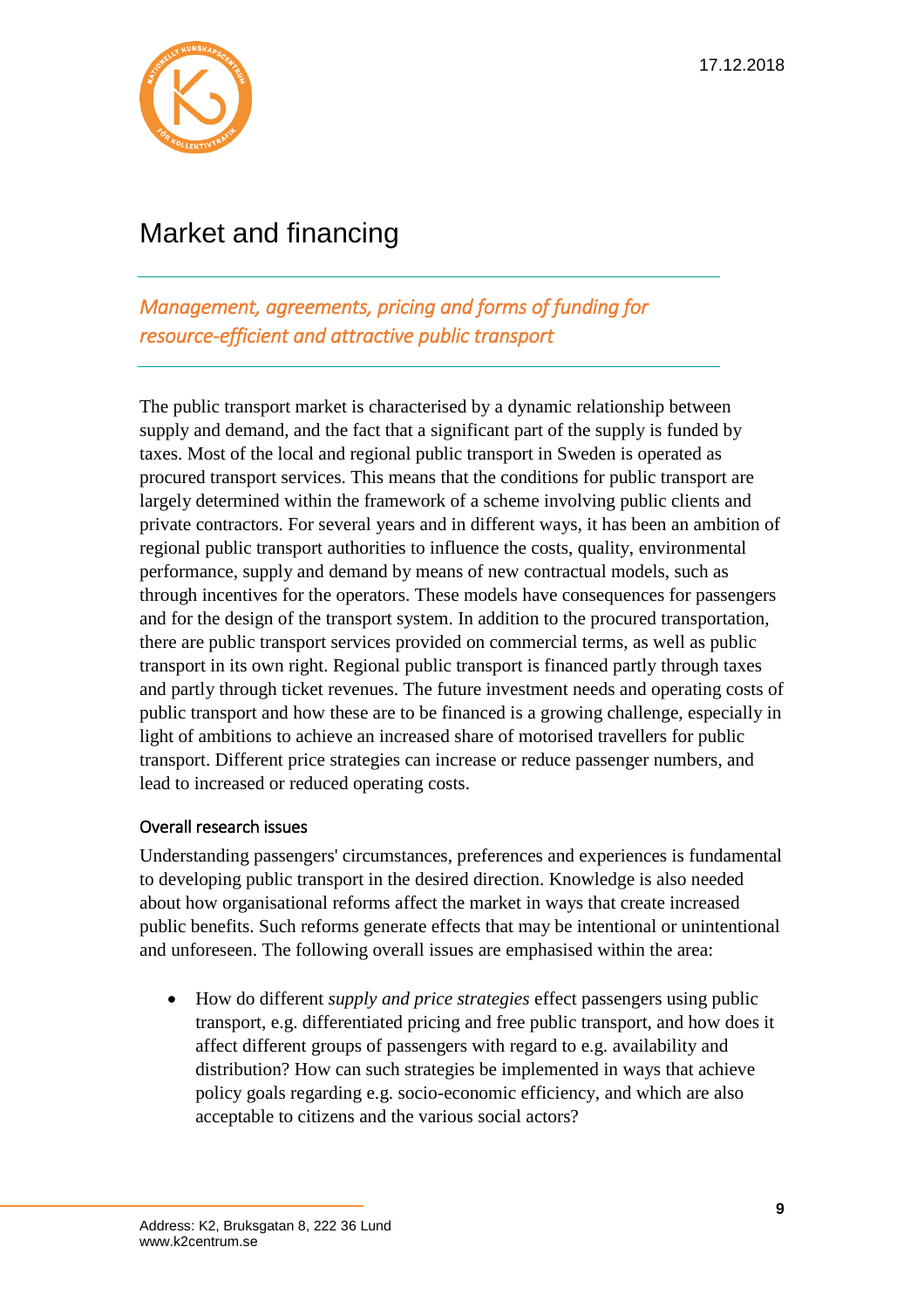# Market and financing

*Management, agreements, pricing and forms of funding for resource-efficient and attractive public transport*

The public transport market is characterised by a dynamic relationship between supply and demand, and the fact that a significant part of the supply is funded by taxes. Most of the local and regional public transport in Sweden is operated as procured transport services. This means that the conditions for public transport are largely determined within the framework of a scheme involving public clients and private contractors. For several years and in different ways, it has been an ambition of regional public transport authorities to influence the costs, quality, environmental performance, supply and demand by means of new contractual models, such as through incentives for the operators. These models have consequences for passengers and for the design of the transport system. In addition to the procured transportation, there are public transport services provided on commercial terms, as well as public transport in its own right. Regional public transport is financed partly through taxes and partly through ticket revenues. The future investment needs and operating costs of public transport and how these are to be financed is a growing challenge, especially in light of ambitions to achieve an increased share of motorised travellers for public transport. Different price strategies can increase or reduce passenger numbers, and lead to increased or reduced operating costs.

## Overall research issues

Understanding passengers' circumstances, preferences and experiences is fundamental to developing public transport in the desired direction. Knowledge is also needed about how organisational reforms affect the market in ways that create increased public benefits. Such reforms generate effects that may be intentional or unintentional and unforeseen. The following overall issues are emphasised within the area:

- How do different *supply and price strategies* effect passengers using public transport, e.g. differentiated pricing and free public transport, and how does it affect different groups of passengers with regard to e.g. availability and distribution? How can such strategies be implemented in ways that achieve policy goals regarding e.g. socio-economic efficiency, and which are also acceptable to citizens and the various social actors?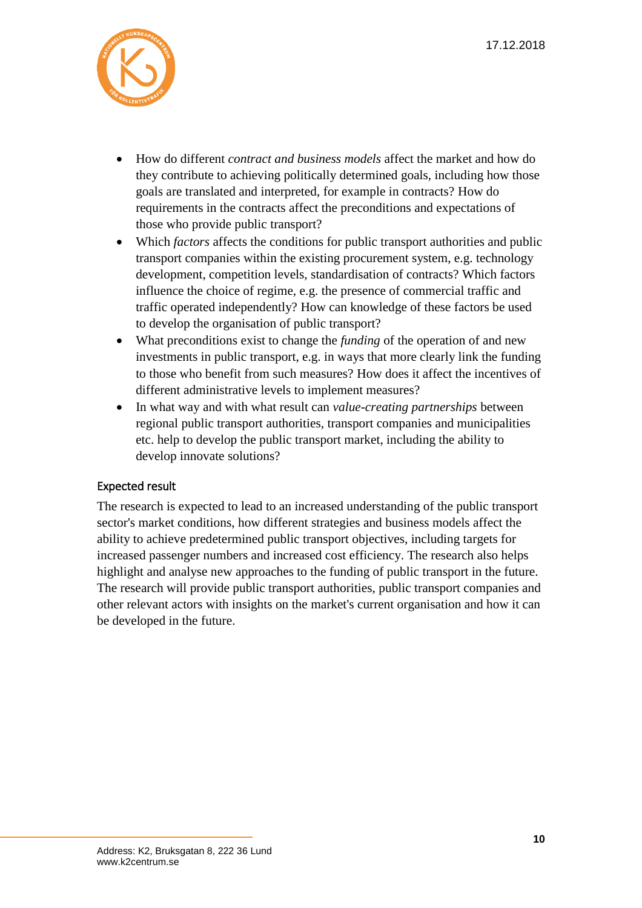- How do different *contract and business models* affect the market and how do they contribute to achieving politically determined goals, including how those goals are translated and interpreted, for example in contracts? How do requirements in the contracts affect the preconditions and expectations of those who provide public transport?
- Which *factors* affects the conditions for public transport authorities and public transport companies within the existing procurement system, e.g. technology development, competition levels, standardisation of contracts? Which factors influence the choice of regime, e.g. the presence of commercial traffic and traffic operated independently? How can knowledge of these factors be used to develop the organisation of public transport?
- What preconditions exist to change the *funding* of the operation of and new investments in public transport, e.g. in ways that more clearly link the funding to those who benefit from such measures? How does it affect the incentives of different administrative levels to implement measures?
- In what way and with what result can *value-creating partnerships* between regional public transport authorities, transport companies and municipalities etc. help to develop the public transport market, including the ability to develop innovate solutions?

### Expected result

The research is expected to lead to an increased understanding of the public transport sector's market conditions, how different strategies and business models affect the ability to achieve predetermined public transport objectives, including targets for increased passenger numbers and increased cost efficiency. The research also helps highlight and analyse new approaches to the funding of public transport in the future. The research will provide public transport authorities, public transport companies and other relevant actors with insights on the market's current organisation and how it can be developed in the future.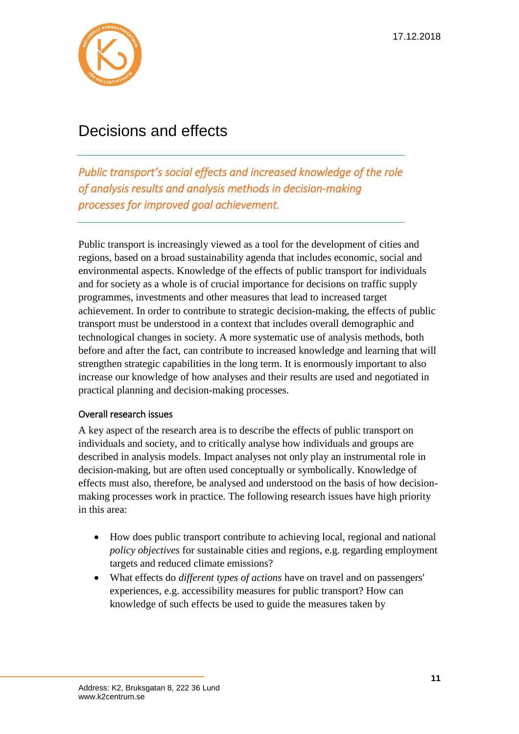# Decisions and effects

*Public transport's social effects and increased knowledge of the role of analysis results and analysis methods in decision-making processes for improved goal achievement.*

Public transport is increasingly viewed as a tool for the development of cities and regions, based on a broad sustainability agenda that includes economic, social and environmental aspects. Knowledge of the effects of public transport for individuals and for society as a whole is of crucial importance for decisions on traffic supply programmes, investments and other measures that lead to increased target achievement. In order to contribute to strategic decision-making, the effects of public transport must be understood in a context that includes overall demographic and technological changes in society. A more systematic use of analysis methods, both before and after the fact, can contribute to increased knowledge and learning that will strengthen strategic capabilities in the long term. It is enormously important to also increase our knowledge of how analyses and their results are used and negotiated in practical planning and decision-making processes.

## Overall research issues

A key aspect of the research area is to describe the effects of public transport on individuals and society, and to critically analyse how individuals and groups are described in analysis models. Impact analyses not only play an instrumental role in decision-making, but are often used conceptually or symbolically. Knowledge of effects must also, therefore, be analysed and understood on the basis of how decision-making processes work in practice. The following research issues have high priority in this area:

- How does public transport contribute to achieving local, regional and national *policy objectives* for sustainable cities and regions, e.g. regarding employment targets and reduced climate emissions?
- What effects do *different types of actions* have on travel and on passengers' experiences, e.g. accessibility measures for public transport? How can knowledge of such effects be used to guide the measures taken by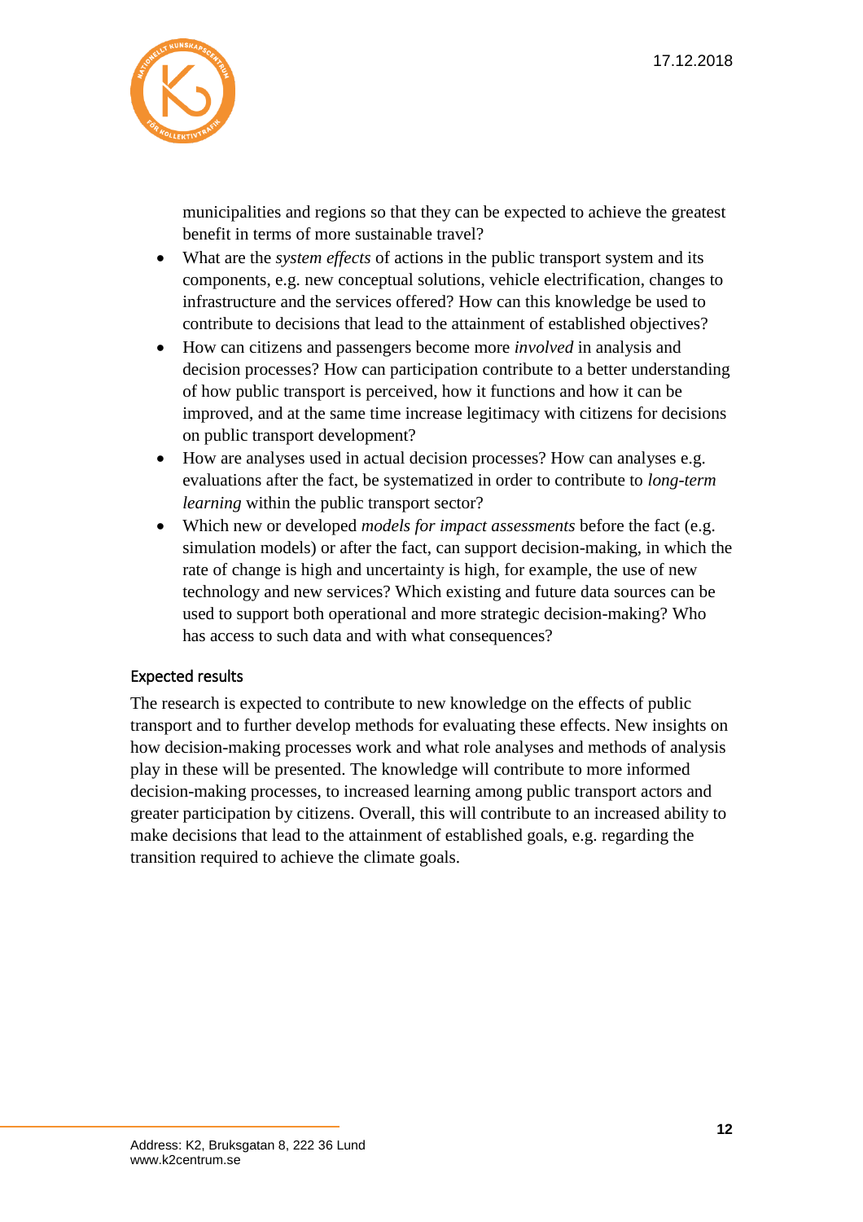municipalities and regions so that they can be expected to achieve the greatest benefit in terms of more sustainable travel?

- What are the *system effects* of actions in the public transport system and its components, e.g. new conceptual solutions, vehicle electrification, changes to infrastructure and the services offered? How can this knowledge be used to contribute to decisions that lead to the attainment of established objectives?
- How can citizens and passengers become more *involved* in analysis and decision processes? How can participation contribute to a better understanding of how public transport is perceived, how it functions and how it can be improved, and at the same time increase legitimacy with citizens for decisions on public transport development?
- How are analyses used in actual decision processes? How can analyses e.g. evaluations after the fact, be systematized in order to contribute to *long-term learning* within the public transport sector?
- Which new or developed *models for impact assessments* before the fact (e.g. simulation models) or after the fact, can support decision-making, in which the rate of change is high and uncertainty is high, for example, the use of new technology and new services? Which existing and future data sources can be used to support both operational and more strategic decision-making? Who has access to such data and with what consequences?

### Expected results

The research is expected to contribute to new knowledge on the effects of public transport and to further develop methods for evaluating these effects. New insights on how decision-making processes work and what role analyses and methods of analysis play in these will be presented. The knowledge will contribute to more informed decision-making processes, to increased learning among public transport actors and greater participation by citizens. Overall, this will contribute to an increased ability to make decisions that lead to the attainment of established goals, e.g. regarding the transition required to achieve the climate goals.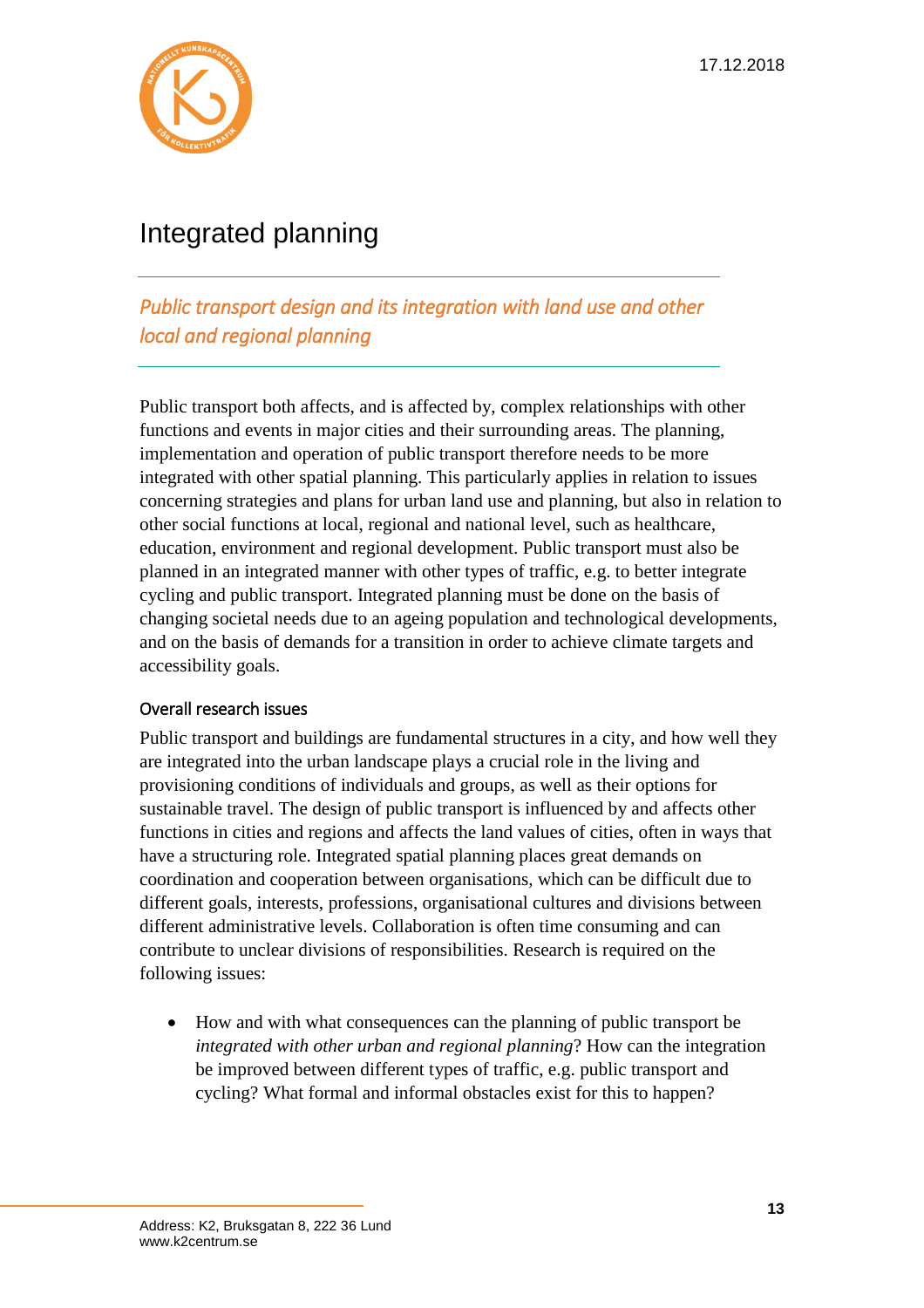# Integrated planning

*Public transport design and its integration with land use and other local and regional planning*

Public transport both affects, and is affected by, complex relationships with other functions and events in major cities and their surrounding areas. The planning, implementation and operation of public transport therefore needs to be more integrated with other spatial planning. This particularly applies in relation to issues concerning strategies and plans for urban land use and planning, but also in relation to other social functions at local, regional and national level, such as healthcare, education, environment and regional development. Public transport must also be planned in an integrated manner with other types of traffic, e.g. to better integrate cycling and public transport. Integrated planning must be done on the basis of changing societal needs due to an ageing population and technological developments, and on the basis of demands for a transition in order to achieve climate targets and accessibility goals.

## Overall research issues

Public transport and buildings are fundamental structures in a city, and how well they are integrated into the urban landscape plays a crucial role in the living and provisioning conditions of individuals and groups, as well as their options for sustainable travel. The design of public transport is influenced by and affects other functions in cities and regions and affects the land values of cities, often in ways that have a structuring role. Integrated spatial planning places great demands on coordination and cooperation between organisations, which can be difficult due to different goals, interests, professions, organisational cultures and divisions between different administrative levels. Collaboration is often time consuming and can contribute to unclear divisions of responsibilities. Research is required on the following issues:

- How and with what consequences can the planning of public transport be *integrated with other urban and regional planning*? How can the integration be improved between different types of traffic, e.g. public transport and cycling? What formal and informal obstacles exist for this to happen?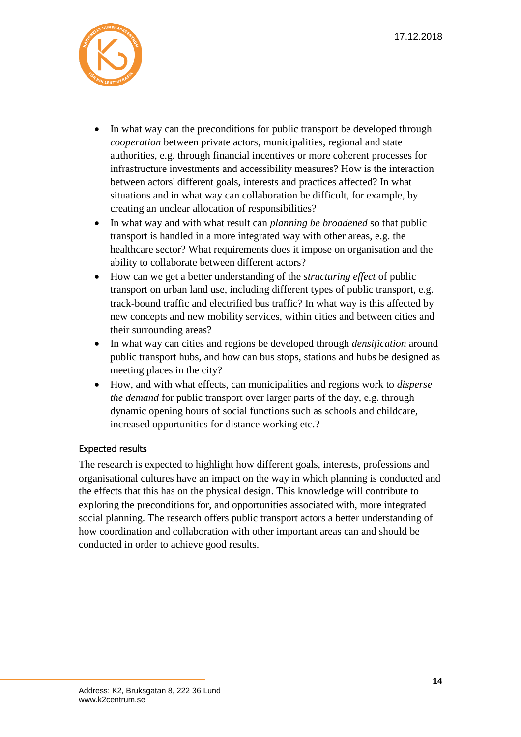- In what way can the preconditions for public transport be developed through *cooperation* between private actors, municipalities, regional and state authorities, e.g. through financial incentives or more coherent processes for infrastructure investments and accessibility measures? How is the interaction between actors' different goals, interests and practices affected? In what situations and in what way can collaboration be difficult, for example, by creating an unclear allocation of responsibilities?
- In what way and with what result can *planning be broadened* so that public transport is handled in a more integrated way with other areas, e.g. the healthcare sector? What requirements does it impose on organisation and the ability to collaborate between different actors?
- How can we get a better understanding of the *structuring effect* of public transport on urban land use, including different types of public transport, e.g. track-bound traffic and electrified bus traffic? In what way is this affected by new concepts and new mobility services, within cities and between cities and their surrounding areas?
- In what way can cities and regions be developed through *densification* around public transport hubs, and how can bus stops, stations and hubs be designed as meeting places in the city?
- How, and with what effects, can municipalities and regions work to *disperse the demand* for public transport over larger parts of the day, e.g. through dynamic opening hours of social functions such as schools and childcare, increased opportunities for distance working etc.?

### Expected results

The research is expected to highlight how different goals, interests, professions and organisational cultures have an impact on the way in which planning is conducted and the effects that this has on the physical design. This knowledge will contribute to exploring the preconditions for, and opportunities associated with, more integrated social planning. The research offers public transport actors a better understanding of how coordination and collaboration with other important areas can and should be conducted in order to achieve good results.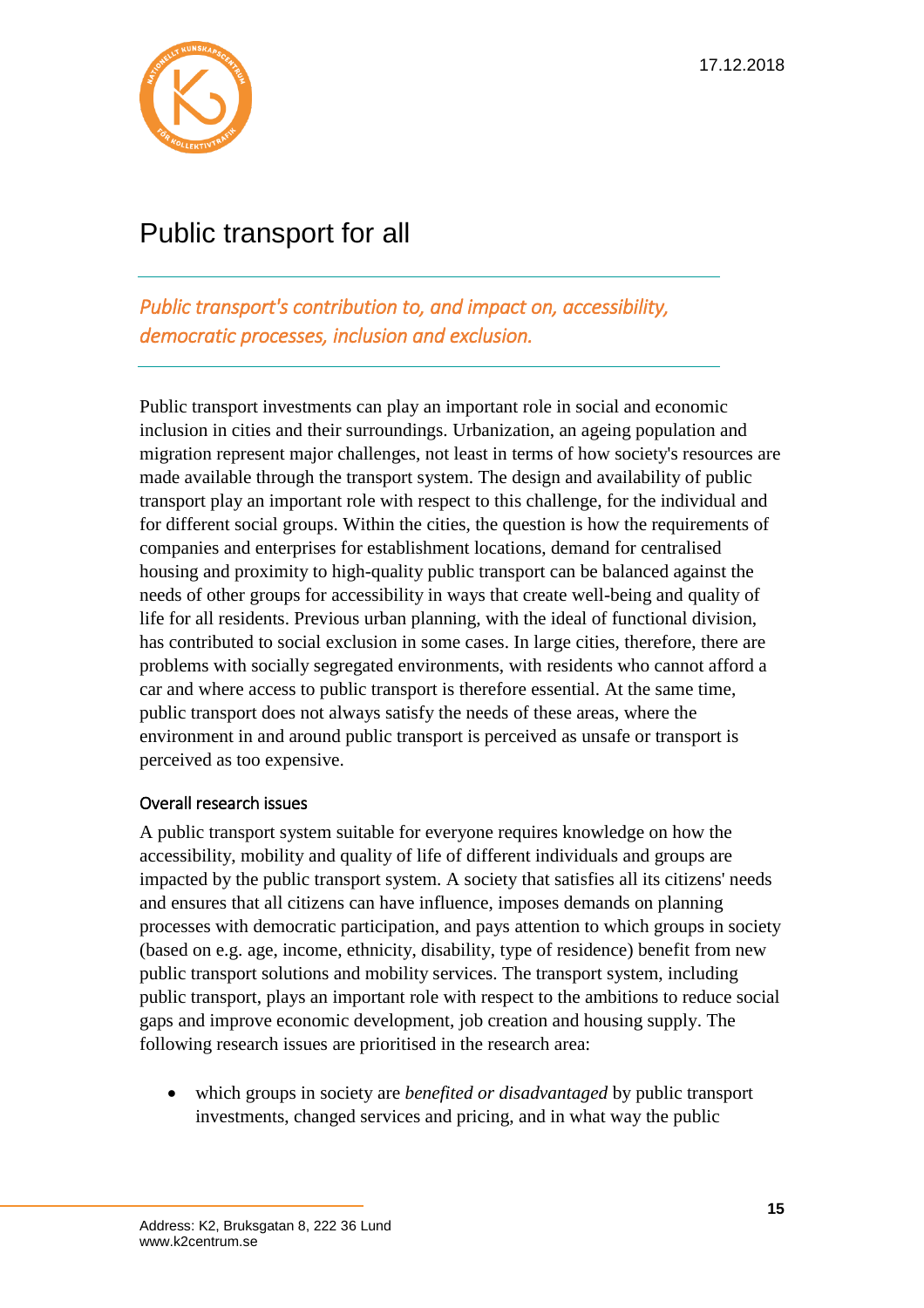# Public transport for all

*Public transport's contribution to, and impact on, accessibility, democratic processes, inclusion and exclusion.*

Public transport investments can play an important role in social and economic inclusion in cities and their surroundings. Urbanization, an ageing population and migration represent major challenges, not least in terms of how society's resources are made available through the transport system. The design and availability of public transport play an important role with respect to this challenge, for the individual and for different social groups. Within the cities, the question is how the requirements of companies and enterprises for establishment locations, demand for centralised housing and proximity to high-quality public transport can be balanced against the needs of other groups for accessibility in ways that create well-being and quality of life for all residents. Previous urban planning, with the ideal of functional division, has contributed to social exclusion in some cases. In large cities, therefore, there are problems with socially segregated environments, with residents who cannot afford a car and where access to public transport is therefore essential. At the same time, public transport does not always satisfy the needs of these areas, where the environment in and around public transport is perceived as unsafe or transport is perceived as too expensive.

## Overall research issues

A public transport system suitable for everyone requires knowledge on how the accessibility, mobility and quality of life of different individuals and groups are impacted by the public transport system. A society that satisfies all its citizens' needs and ensures that all citizens can have influence, imposes demands on planning processes with democratic participation, and pays attention to which groups in society (based on e.g. age, income, ethnicity, disability, type of residence) benefit from new public transport solutions and mobility services. The transport system, including public transport, plays an important role with respect to the ambitions to reduce social gaps and improve economic development, job creation and housing supply. The following research issues are prioritised in the research area:

- which groups in society are *benefited or disadvantaged* by public transport investments, changed services and pricing, and in what way the public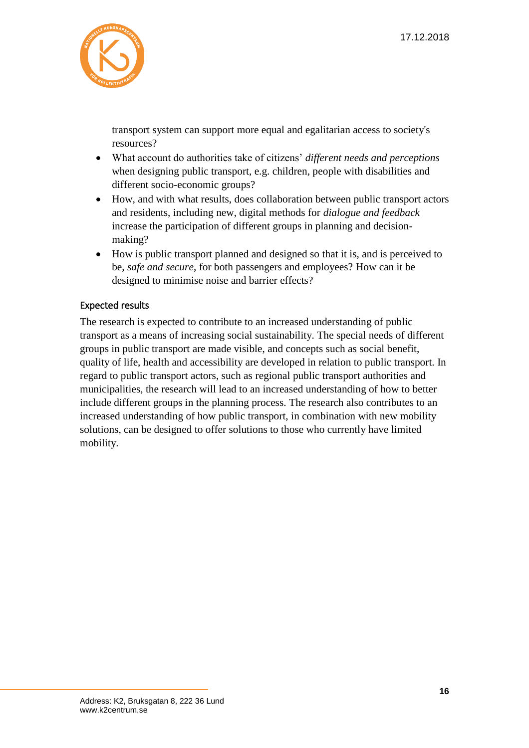transport system can support more equal and egalitarian access to society's resources?

- What account do authorities take of citizens' *different needs and perceptions* when designing public transport, e.g. children, people with disabilities and different socio-economic groups?
- How, and with what results, does collaboration between public transport actors and residents, including new, digital methods for *dialogue and feedback* increase the participation of different groups in planning and decision-making?
- How is public transport planned and designed so that it is, and is perceived to be, *safe and secure*, for both passengers and employees? How can it be designed to minimise noise and barrier effects?

### Expected results

The research is expected to contribute to an increased understanding of public transport as a means of increasing social sustainability. The special needs of different groups in public transport are made visible, and concepts such as social benefit, quality of life, health and accessibility are developed in relation to public transport. In regard to public transport actors, such as regional public transport authorities and municipalities, the research will lead to an increased understanding of how to better include different groups in the planning process. The research also contributes to an increased understanding of how public transport, in combination with new mobility solutions, can be designed to offer solutions to those who currently have limited mobility.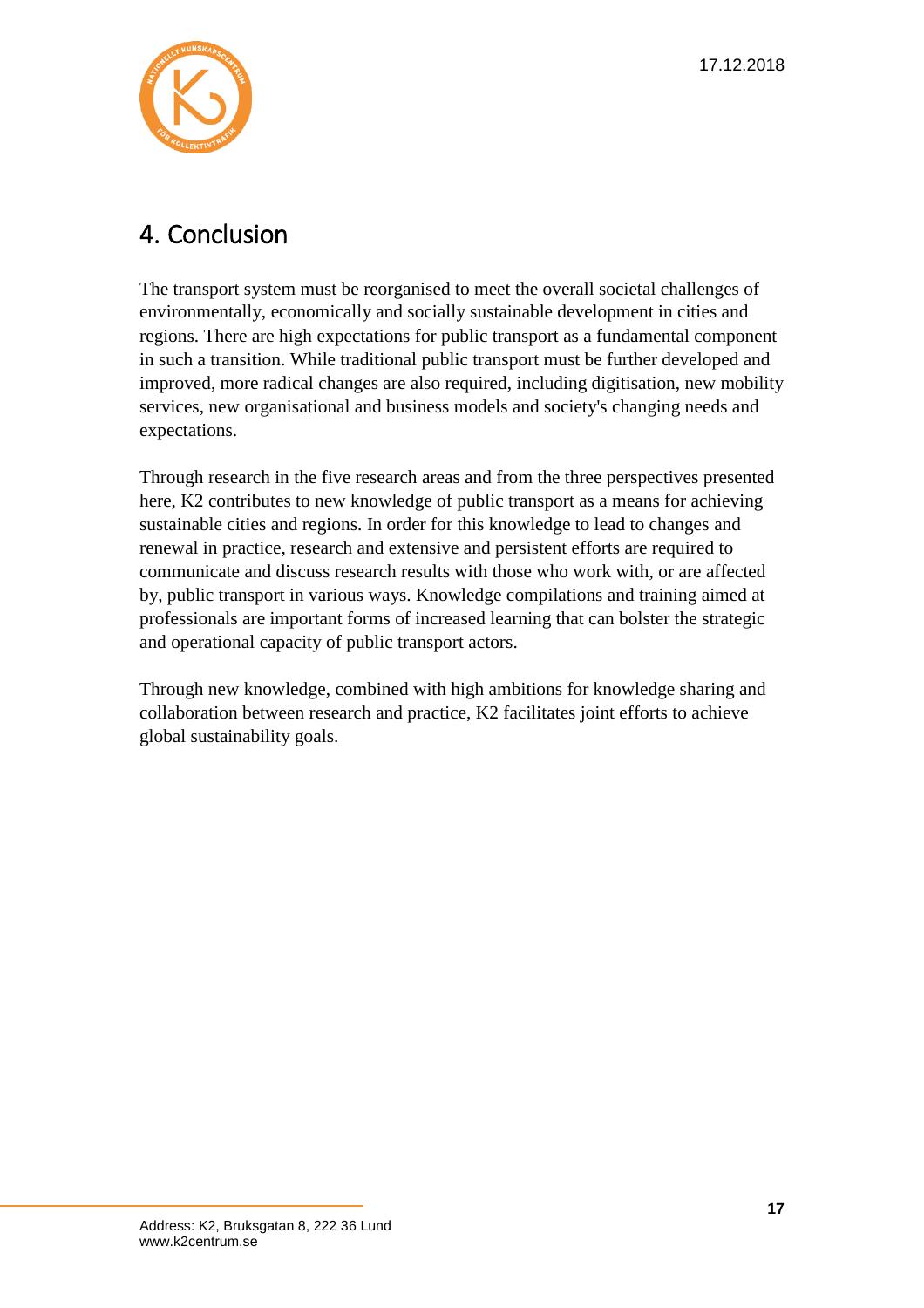## 4. Conclusion

The transport system must be reorganised to meet the overall societal challenges of environmentally, economically and socially sustainable development in cities and regions. There are high expectations for public transport as a fundamental component in such a transition. While traditional public transport must be further developed and improved, more radical changes are also required, including digitisation, new mobility services, new organisational and business models and society's changing needs and expectations.

Through research in the five research areas and from the three perspectives presented here, K2 contributes to new knowledge of public transport as a means for achieving sustainable cities and regions. In order for this knowledge to lead to changes and renewal in practice, research and extensive and persistent efforts are required to communicate and discuss research results with those who work with, or are affected by, public transport in various ways. Knowledge compilations and training aimed at professionals are important forms of increased learning that can bolster the strategic and operational capacity of public transport actors.

Through new knowledge, combined with high ambitions for knowledge sharing and collaboration between research and practice, K2 facilitates joint efforts to achieve global sustainability goals.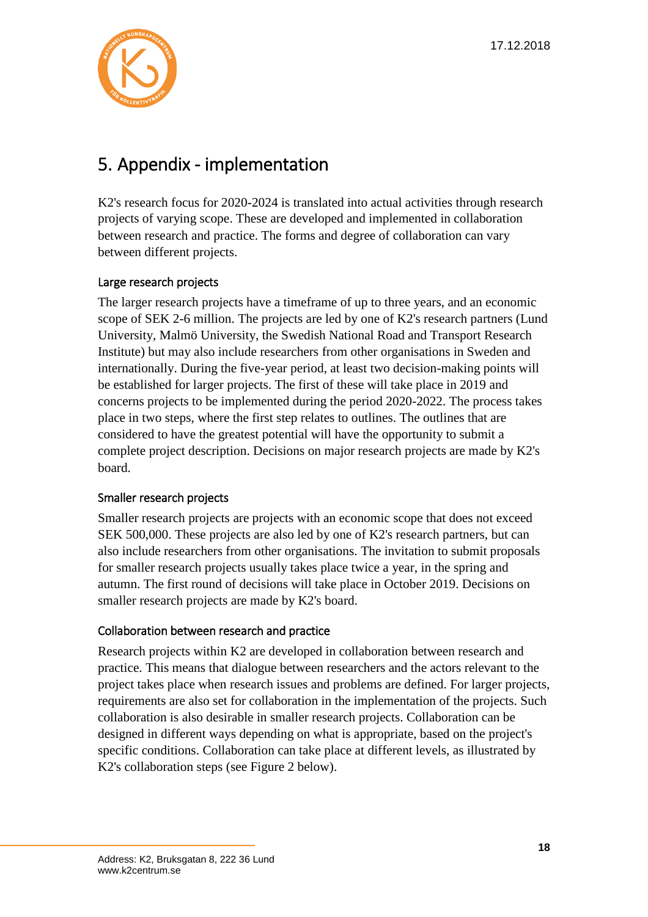# 5. Appendix - implementation

K2's research focus for 2020-2024 is translated into actual activities through research projects of varying scope. These are developed and implemented in collaboration between research and practice. The forms and degree of collaboration can vary between different projects.

### Large research projects

The larger research projects have a timeframe of up to three years, and an economic scope of SEK 2-6 million. The projects are led by one of K2's research partners (Lund University, Malmö University, the Swedish National Road and Transport Research Institute) but may also include researchers from other organisations in Sweden and internationally. During the five-year period, at least two decision-making points will be established for larger projects. The first of these will take place in 2019 and concerns projects to be implemented during the period 2020-2022. The process takes place in two steps, where the first step relates to outlines. The outlines that are considered to have the greatest potential will have the opportunity to submit a complete project description. Decisions on major research projects are made by K2's board.

### Smaller research projects

Smaller research projects are projects with an economic scope that does not exceed SEK 500,000. These projects are also led by one of K2's research partners, but can also include researchers from other organisations. The invitation to submit proposals for smaller research projects usually takes place twice a year, in the spring and autumn. The first round of decisions will take place in October 2019. Decisions on smaller research projects are made by K2's board.

### Collaboration between research and practice

Research projects within K2 are developed in collaboration between research and practice. This means that dialogue between researchers and the actors relevant to the project takes place when research issues and problems are defined. For larger projects, requirements are also set for collaboration in the implementation of the projects. Such collaboration is also desirable in smaller research projects. Collaboration can be designed in different ways depending on what is appropriate, based on the project's specific conditions. Collaboration can take place at different levels, as illustrated by K2's collaboration steps (see Figure 2 below).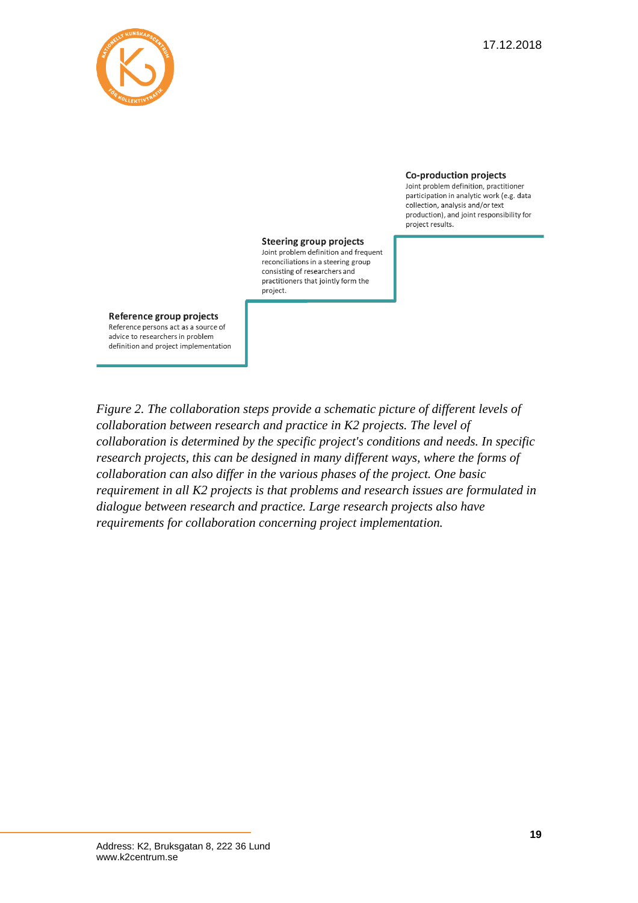**Co-production projects**
Joint problem definition, practitioner participation in analytic work (e.g. data collection, analysis and/or text production), and joint responsibility for project results.

**Steering group projects**
Joint problem definition and frequent reconciliations in a steering group consisting of researchers and practitioners that jointly form the project.

**Reference group projects**
Reference persons act as a source of advice to researchers in problem definition and project implementation

*Figure 2. The collaboration steps provide a schematic picture of different levels of collaboration between research and practice in K2 projects. The level of collaboration is determined by the specific project's conditions and needs. In specific research projects, this can be designed in many different ways, where the forms of collaboration can also differ in the various phases of the project. One basic requirement in all K2 projects is that problems and research issues are formulated in dialogue between research and practice. Large research projects also have requirements for collaboration concerning project implementation.*